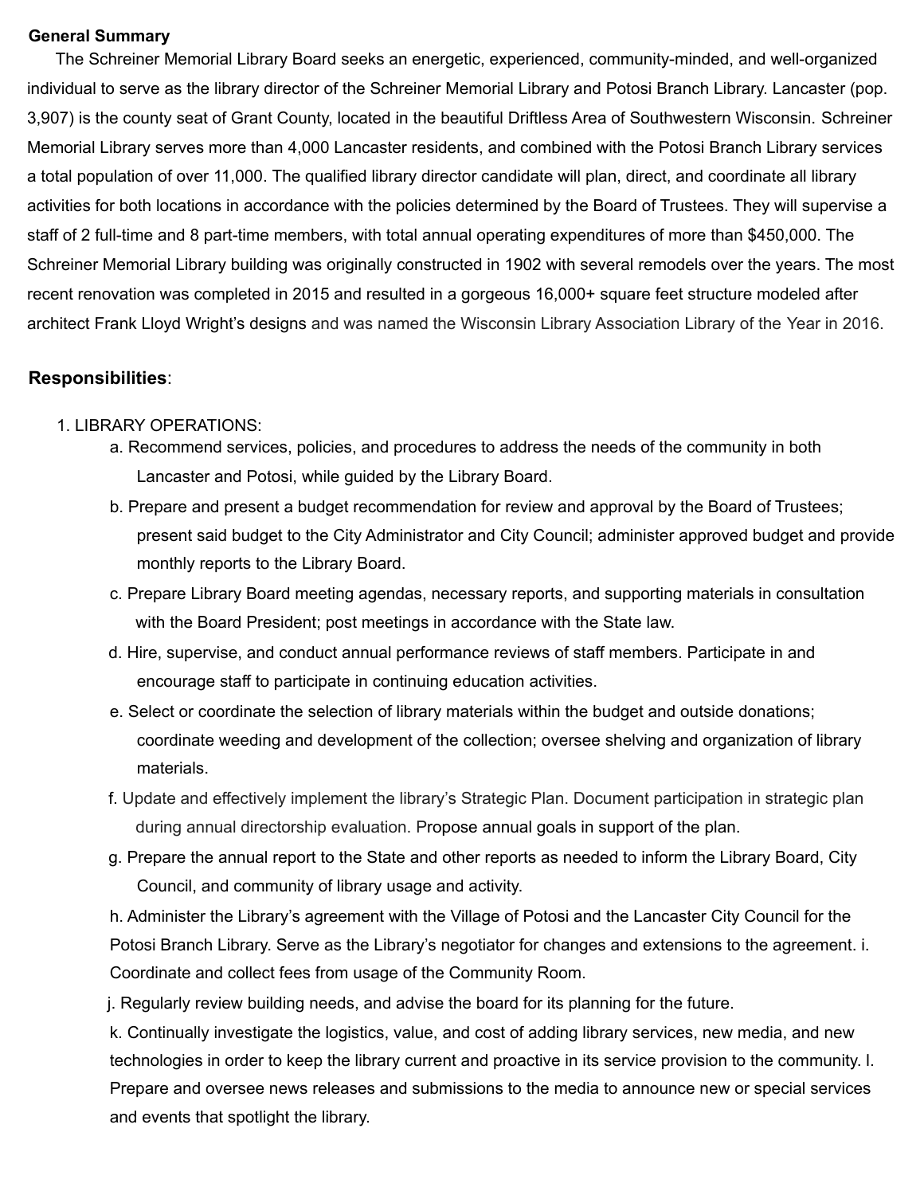**General Summary**

The Schreiner Memorial Library Board seeks an energetic, experienced, community-minded, and well-organized individual to serve as the library director of the Schreiner Memorial Library and Potosi Branch Library. Lancaster (pop. 3,907) is the county seat of Grant County, located in the beautiful Driftless Area of Southwestern Wisconsin. Schreiner Memorial Library serves more than 4,000 Lancaster residents, and combined with the Potosi Branch Library services a total population of over 11,000. The qualified library director candidate will plan, direct, and coordinate all library activities for both locations in accordance with the policies determined by the Board of Trustees. They will supervise a staff of 2 full-time and 8 part-time members, with total annual operating expenditures of more than $450,000. The Schreiner Memorial Library building was originally constructed in 1902 with several remodels over the years. The most recent renovation was completed in 2015 and resulted in a gorgeous 16,000+ square feet structure modeled after architect Frank Lloyd Wright's designs and was named the Wisconsin Library Association Library of the Year in 2016.

**Responsibilities**:

1. LIBRARY OPERATIONS:
    a. Recommend services, policies, and procedures to address the needs of the community in both Lancaster and Potosi, while guided by the Library Board.
    b. Prepare and present a budget recommendation for review and approval by the Board of Trustees; present said budget to the City Administrator and City Council; administer approved budget and provide monthly reports to the Library Board.
    c. Prepare Library Board meeting agendas, necessary reports, and supporting materials in consultation with the Board President; post meetings in accordance with the State law.
    d. Hire, supervise, and conduct annual performance reviews of staff members. Participate in and encourage staff to participate in continuing education activities.
    e. Select or coordinate the selection of library materials within the budget and outside donations; coordinate weeding and development of the collection; oversee shelving and organization of library materials.
    f. Update and effectively implement the library's Strategic Plan. Document participation in strategic plan during annual directorship evaluation. Propose annual goals in support of the plan.
    g. Prepare the annual report to the State and other reports as needed to inform the Library Board, City Council, and community of library usage and activity.
    h. Administer the Library's agreement with the Village of Potosi and the Lancaster City Council for the Potosi Branch Library. Serve as the Library's negotiator for changes and extensions to the agreement. i. Coordinate and collect fees from usage of the Community Room.
    j. Regularly review building needs, and advise the board for its planning for the future.
    k. Continually investigate the logistics, value, and cost of adding library services, new media, and new technologies in order to keep the library current and proactive in its service provision to the community. l. Prepare and oversee news releases and submissions to the media to announce new or special services and events that spotlight the library.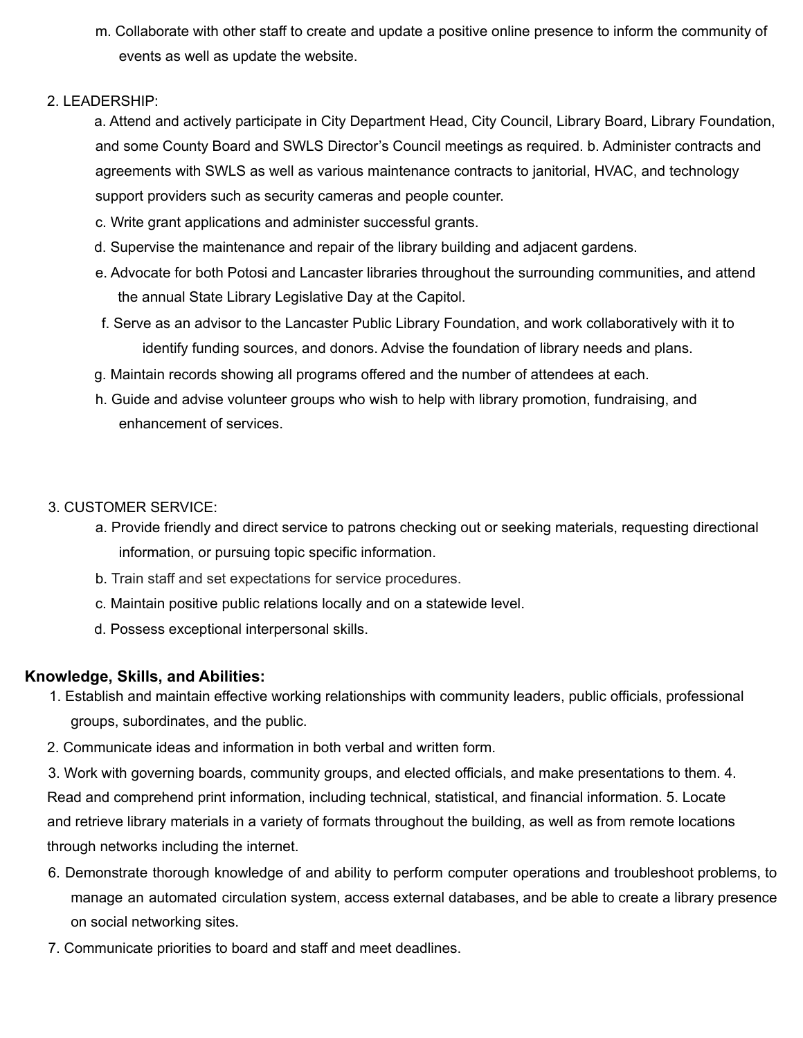m. Collaborate with other staff to create and update a positive online presence to inform the community of events as well as update the website.

2. LEADERSHIP:
   a. Attend and actively participate in City Department Head, City Council, Library Board, Library Foundation, and some County Board and SWLS Director's Council meetings as required.
   b. Administer contracts and agreements with SWLS as well as various maintenance contracts to janitorial, HVAC, and technology support providers such as security cameras and people counter.
   c. Write grant applications and administer successful grants.
   d. Supervise the maintenance and repair of the library building and adjacent gardens.
   e. Advocate for both Potosi and Lancaster libraries throughout the surrounding communities, and attend the annual State Library Legislative Day at the Capitol.
   f. Serve as an advisor to the Lancaster Public Library Foundation, and work collaboratively with it to identify funding sources, and donors. Advise the foundation of library needs and plans.
   g. Maintain records showing all programs offered and the number of attendees at each.
   h. Guide and advise volunteer groups who wish to help with library promotion, fundraising, and enhancement of services.

3. CUSTOMER SERVICE:
   a. Provide friendly and direct service to patrons checking out or seeking materials, requesting directional information, or pursuing topic specific information.
   b. Train staff and set expectations for service procedures.
   c. Maintain positive public relations locally and on a statewide level.
   d. Possess exceptional interpersonal skills.

**Knowledge, Skills, and Abilities:**

1. Establish and maintain effective working relationships with community leaders, public officials, professional groups, subordinates, and the public.
2. Communicate ideas and information in both verbal and written form.
3. Work with governing boards, community groups, and elected officials, and make presentations to them.
4. Read and comprehend print information, including technical, statistical, and financial information.
5. Locate and retrieve library materials in a variety of formats throughout the building, as well as from remote locations through networks including the internet.
6. Demonstrate thorough knowledge of and ability to perform computer operations and troubleshoot problems, to manage an automated circulation system, access external databases, and be able to create a library presence on social networking sites.
7. Communicate priorities to board and staff and meet deadlines.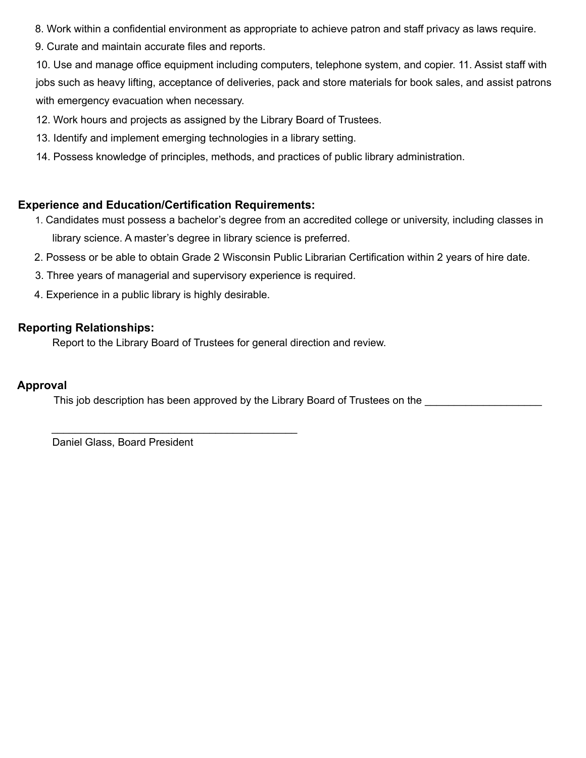8. Work within a confidential environment as appropriate to achieve patron and staff privacy as laws require.
9. Curate and maintain accurate files and reports.
10. Use and manage office equipment including computers, telephone system, and copier.
11. Assist staff with jobs such as heavy lifting, acceptance of deliveries, pack and store materials for book sales, and assist patrons with emergency evacuation when necessary.
12. Work hours and projects as assigned by the Library Board of Trustees.
13. Identify and implement emerging technologies in a library setting.
14. Possess knowledge of principles, methods, and practices of public library administration.

**Experience and Education/Certification Requirements:**

1. Candidates must possess a bachelor's degree from an accredited college or university, including classes in library science. A master's degree in library science is preferred.
2. Possess or be able to obtain Grade 2 Wisconsin Public Librarian Certification within 2 years of hire date.
3. Three years of managerial and supervisory experience is required.
4. Experience in a public library is highly desirable.

**Reporting Relationships:**

Report to the Library Board of Trustees for general direction and review.

**Approval**

This job description has been approved by the Library Board of Trustees on the ____________________

_____________________________________________

Daniel Glass, Board President